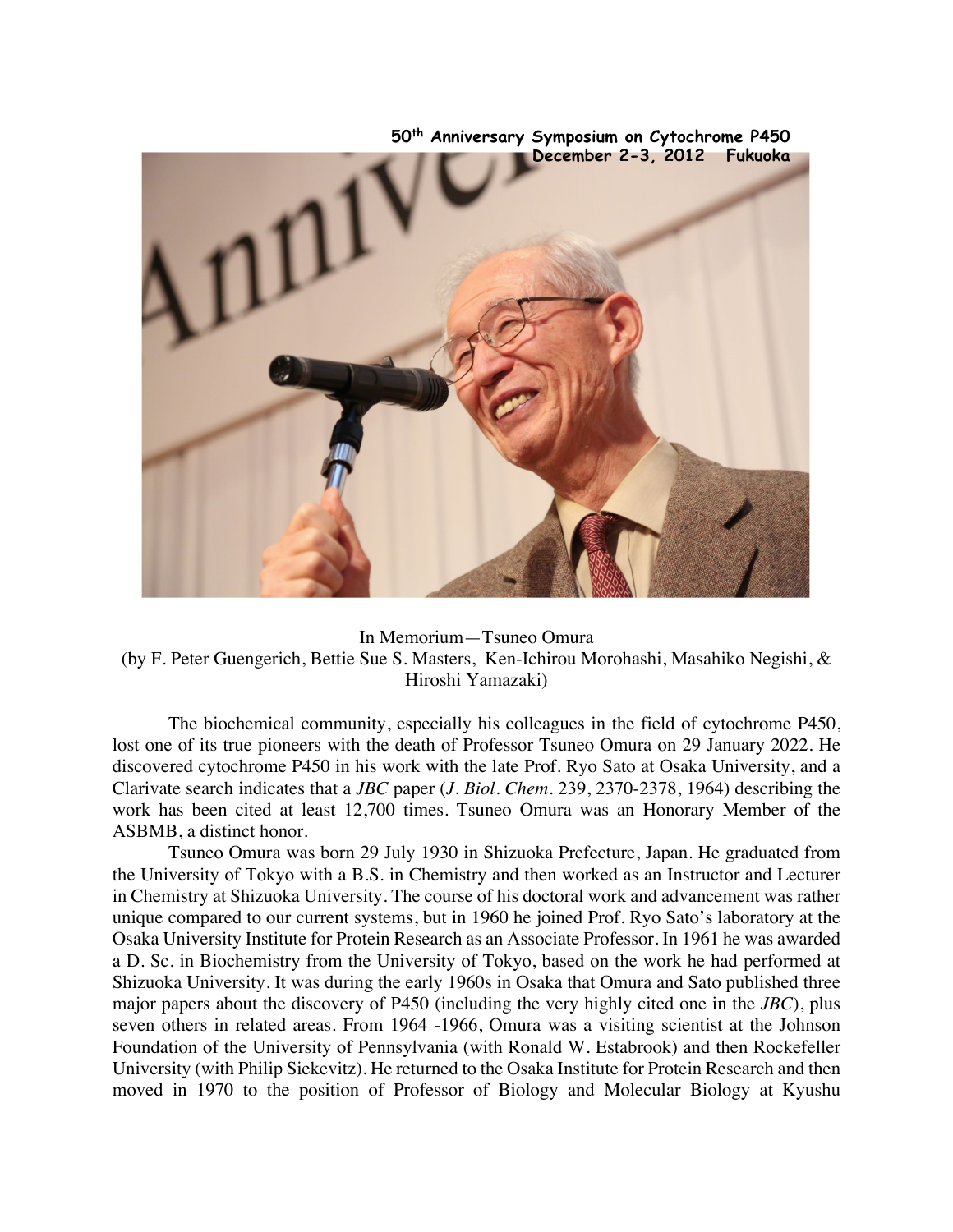**50th Anniversary Symposium on Cytochrome P450**
**December 2-3, 2012 Fukuoka**

# In Memorium—Tsuneo Omura

(by F. Peter Guengerich, Bettie Sue S. Masters, Ken-Ichirou Morohashi, Masahiko Negishi, & Hiroshi Yamazaki)

The biochemical community, especially his colleagues in the field of cytochrome P450, lost one of its true pioneers with the death of Professor Tsuneo Omura on 29 January 2022. He discovered cytochrome P450 in his work with the late Prof. Ryo Sato at Osaka University, and a Clarivate search indicates that a *JBC* paper (*J. Biol. Chem.* 239, 2370-2378, 1964) describing the work has been cited at least 12,700 times. Tsuneo Omura was an Honorary Member of the ASBMB, a distinct honor.

Tsuneo Omura was born 29 July 1930 in Shizuoka Prefecture, Japan. He graduated from the University of Tokyo with a B.S. in Chemistry and then worked as an Instructor and Lecturer in Chemistry at Shizuoka University. The course of his doctoral work and advancement was rather unique compared to our current systems, but in 1960 he joined Prof. Ryo Sato's laboratory at the Osaka University Institute for Protein Research as an Associate Professor. In 1961 he was awarded a D. Sc. in Biochemistry from the University of Tokyo, based on the work he had performed at Shizuoka University. It was during the early 1960s in Osaka that Omura and Sato published three major papers about the discovery of P450 (including the very highly cited one in the *JBC*), plus seven others in related areas. From 1964 -1966, Omura was a visiting scientist at the Johnson Foundation of the University of Pennsylvania (with Ronald W. Estabrook) and then Rockefeller University (with Philip Siekevitz). He returned to the Osaka Institute for Protein Research and then moved in 1970 to the position of Professor of Biology and Molecular Biology at Kyushu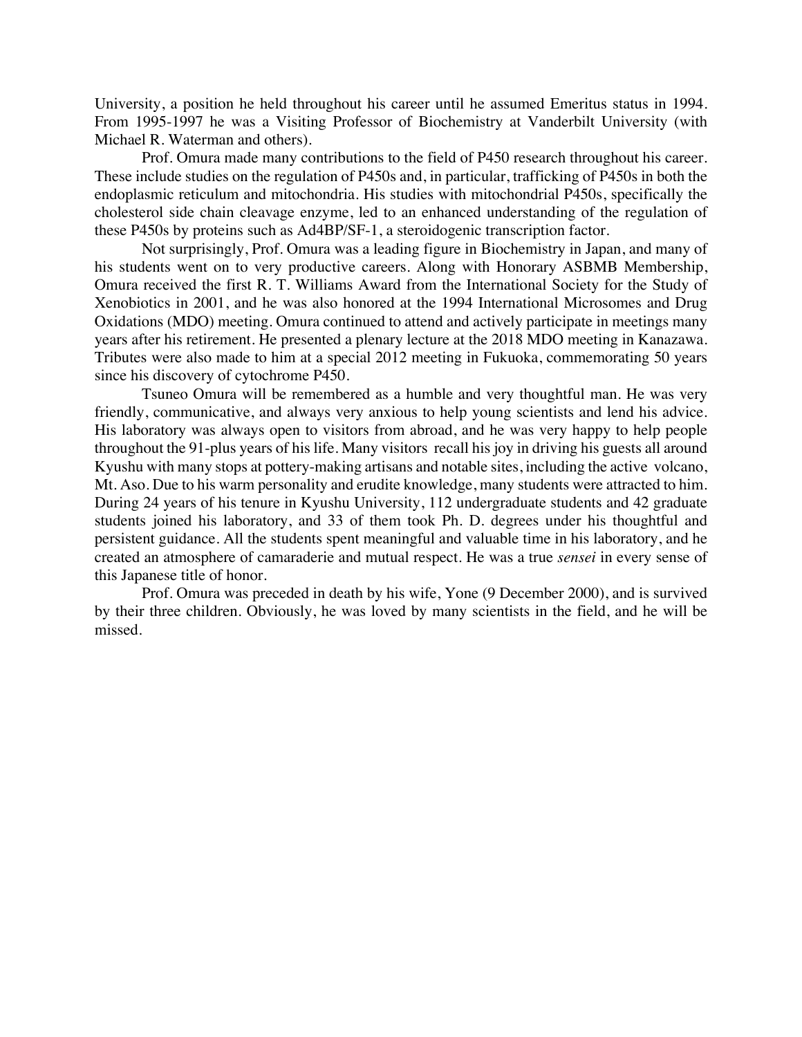University, a position he held throughout his career until he assumed Emeritus status in 1994. From 1995-1997 he was a Visiting Professor of Biochemistry at Vanderbilt University (with Michael R. Waterman and others).

Prof. Omura made many contributions to the field of P450 research throughout his career. These include studies on the regulation of P450s and, in particular, trafficking of P450s in both the endoplasmic reticulum and mitochondria. His studies with mitochondrial P450s, specifically the cholesterol side chain cleavage enzyme, led to an enhanced understanding of the regulation of these P450s by proteins such as Ad4BP/SF-1, a steroidogenic transcription factor.

Not surprisingly, Prof. Omura was a leading figure in Biochemistry in Japan, and many of his students went on to very productive careers. Along with Honorary ASBMB Membership, Omura received the first R. T. Williams Award from the International Society for the Study of Xenobiotics in 2001, and he was also honored at the 1994 International Microsomes and Drug Oxidations (MDO) meeting. Omura continued to attend and actively participate in meetings many years after his retirement. He presented a plenary lecture at the 2018 MDO meeting in Kanazawa. Tributes were also made to him at a special 2012 meeting in Fukuoka, commemorating 50 years since his discovery of cytochrome P450.

Tsuneo Omura will be remembered as a humble and very thoughtful man. He was very friendly, communicative, and always very anxious to help young scientists and lend his advice. His laboratory was always open to visitors from abroad, and he was very happy to help people throughout the 91-plus years of his life. Many visitors recall his joy in driving his guests all around Kyushu with many stops at pottery-making artisans and notable sites, including the active volcano, Mt. Aso. Due to his warm personality and erudite knowledge, many students were attracted to him. During 24 years of his tenure in Kyushu University, 112 undergraduate students and 42 graduate students joined his laboratory, and 33 of them took Ph. D. degrees under his thoughtful and persistent guidance. All the students spent meaningful and valuable time in his laboratory, and he created an atmosphere of camaraderie and mutual respect. He was a true *sensei* in every sense of this Japanese title of honor.

Prof. Omura was preceded in death by his wife, Yone (9 December 2000), and is survived by their three children. Obviously, he was loved by many scientists in the field, and he will be missed.